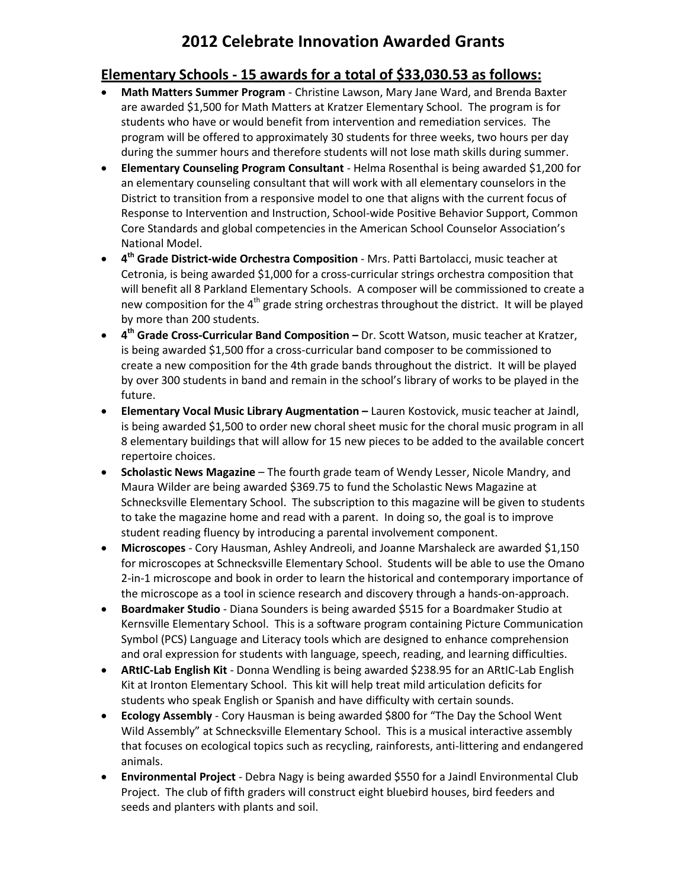# 2012 Celebrate Innovation Awarded Grants

## Elementary Schools - 15 awards for a total of $33,030.53 as follows:

- **Math Matters Summer Program** - Christine Lawson, Mary Jane Ward, and Brenda Baxter are awarded $1,500 for Math Matters at Kratzer Elementary School. The program is for students who have or would benefit from intervention and remediation services. The program will be offered to approximately 30 students for three weeks, two hours per day during the summer hours and therefore students will not lose math skills during summer.
- **Elementary Counseling Program Consultant** - Helma Rosenthal is being awarded $1,200 for an elementary counseling consultant that will work with all elementary counselors in the District to transition from a responsive model to one that aligns with the current focus of Response to Intervention and Instruction, School-wide Positive Behavior Support, Common Core Standards and global competencies in the American School Counselor Association's National Model.
- **4th Grade District-wide Orchestra Composition** - Mrs. Patti Bartolacci, music teacher at Cetronia, is being awarded $1,000 for a cross-curricular strings orchestra composition that will benefit all 8 Parkland Elementary Schools. A composer will be commissioned to create a new composition for the 4th grade string orchestras throughout the district. It will be played by more than 200 students.
- **4th Grade Cross-Curricular Band Composition –** Dr. Scott Watson, music teacher at Kratzer, is being awarded $1,500 ffor a cross-curricular band composer to be commissioned to create a new composition for the 4th grade bands throughout the district. It will be played by over 300 students in band and remain in the school's library of works to be played in the future.
- **Elementary Vocal Music Library Augmentation –** Lauren Kostovick, music teacher at Jaindl, is being awarded $1,500 to order new choral sheet music for the choral music program in all 8 elementary buildings that will allow for 15 new pieces to be added to the available concert repertoire choices.
- **Scholastic News Magazine** – The fourth grade team of Wendy Lesser, Nicole Mandry, and Maura Wilder are being awarded $369.75 to fund the Scholastic News Magazine at Schnecksville Elementary School. The subscription to this magazine will be given to students to take the magazine home and read with a parent. In doing so, the goal is to improve student reading fluency by introducing a parental involvement component.
- **Microscopes** - Cory Hausman, Ashley Andreoli, and Joanne Marshaleck are awarded $1,150 for microscopes at Schnecksville Elementary School. Students will be able to use the Omano 2-in-1 microscope and book in order to learn the historical and contemporary importance of the microscope as a tool in science research and discovery through a hands-on-approach.
- **Boardmaker Studio** - Diana Sounders is being awarded $515 for a Boardmaker Studio at Kernsville Elementary School. This is a software program containing Picture Communication Symbol (PCS) Language and Literacy tools which are designed to enhance comprehension and oral expression for students with language, speech, reading, and learning difficulties.
- **ARtIC-Lab English Kit** - Donna Wendling is being awarded $238.95 for an ARtIC-Lab English Kit at Ironton Elementary School. This kit will help treat mild articulation deficits for students who speak English or Spanish and have difficulty with certain sounds.
- **Ecology Assembly** - Cory Hausman is being awarded $800 for "The Day the School Went Wild Assembly" at Schnecksville Elementary School. This is a musical interactive assembly that focuses on ecological topics such as recycling, rainforests, anti-littering and endangered animals.
- **Environmental Project** - Debra Nagy is being awarded $550 for a Jaindl Environmental Club Project. The club of fifth graders will construct eight bluebird houses, bird feeders and seeds and planters with plants and soil.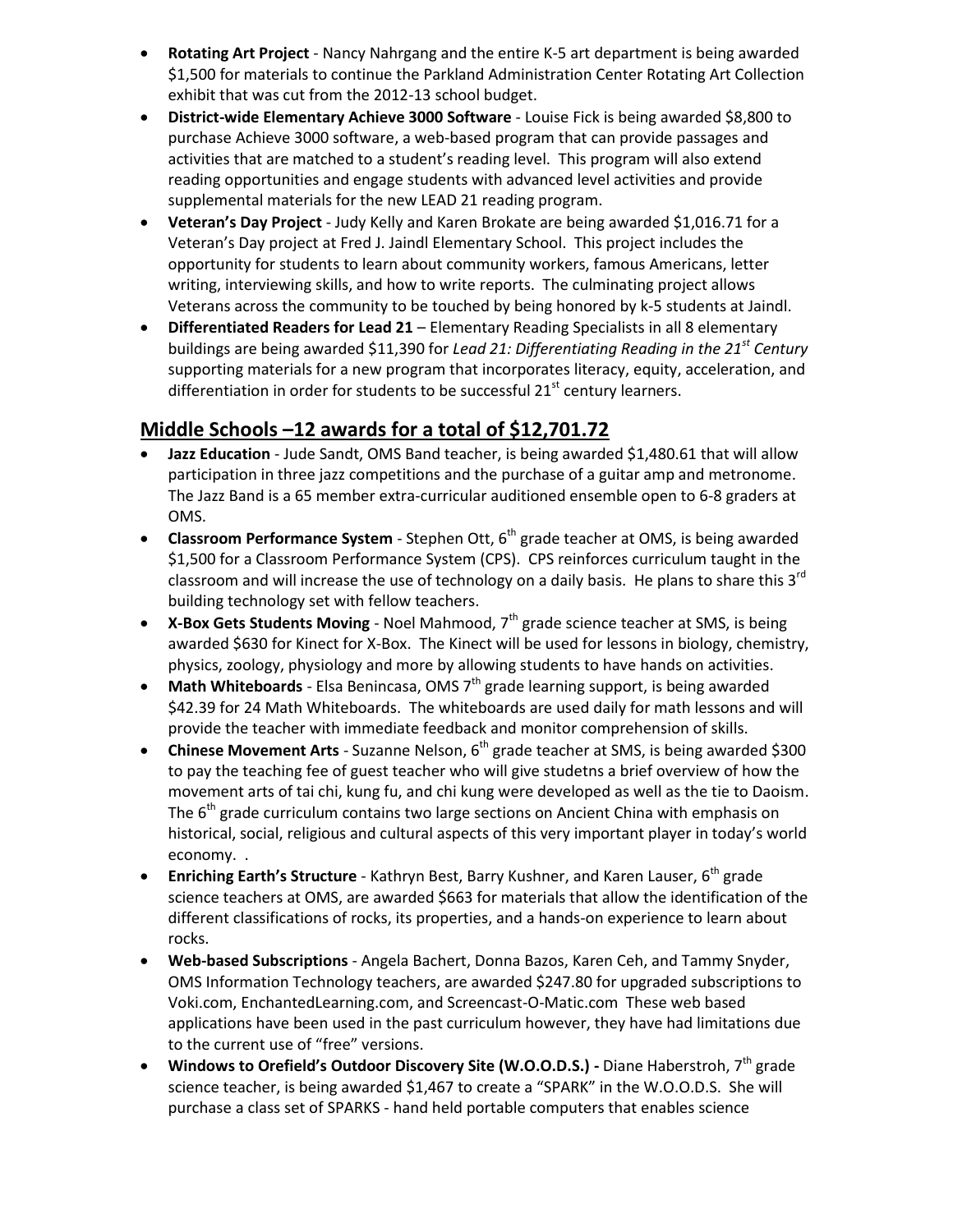- **Rotating Art Project** - Nancy Nahrgang and the entire K-5 art department is being awarded $1,500 for materials to continue the Parkland Administration Center Rotating Art Collection exhibit that was cut from the 2012-13 school budget.
- **District-wide Elementary Achieve 3000 Software** - Louise Fick is being awarded $8,800 to purchase Achieve 3000 software, a web-based program that can provide passages and activities that are matched to a student's reading level. This program will also extend reading opportunities and engage students with advanced level activities and provide supplemental materials for the new LEAD 21 reading program.
- **Veteran's Day Project** - Judy Kelly and Karen Brokate are being awarded $1,016.71 for a Veteran's Day project at Fred J. Jaindl Elementary School. This project includes the opportunity for students to learn about community workers, famous Americans, letter writing, interviewing skills, and how to write reports. The culminating project allows Veterans across the community to be touched by being honored by k-5 students at Jaindl.
- **Differentiated Readers for Lead 21** – Elementary Reading Specialists in all 8 elementary buildings are being awarded $11,390 for *Lead 21: Differentiating Reading in the 21st Century* supporting materials for a new program that incorporates literacy, equity, acceleration, and differentiation in order for students to be successful 21st century learners.

## Middle Schools –12 awards for a total of $12,701.72

- **Jazz Education** - Jude Sandt, OMS Band teacher, is being awarded $1,480.61 that will allow participation in three jazz competitions and the purchase of a guitar amp and metronome. The Jazz Band is a 65 member extra-curricular auditioned ensemble open to 6-8 graders at OMS.
- **Classroom Performance System** - Stephen Ott, 6th grade teacher at OMS, is being awarded $1,500 for a Classroom Performance System (CPS). CPS reinforces curriculum taught in the classroom and will increase the use of technology on a daily basis. He plans to share this 3rd building technology set with fellow teachers.
- **X-Box Gets Students Moving** - Noel Mahmood, 7th grade science teacher at SMS, is being awarded $630 for Kinect for X-Box. The Kinect will be used for lessons in biology, chemistry, physics, zoology, physiology and more by allowing students to have hands on activities.
- **Math Whiteboards** - Elsa Benincasa, OMS 7th grade learning support, is being awarded $42.39 for 24 Math Whiteboards. The whiteboards are used daily for math lessons and will provide the teacher with immediate feedback and monitor comprehension of skills.
- **Chinese Movement Arts** - Suzanne Nelson, 6th grade teacher at SMS, is being awarded $300 to pay the teaching fee of guest teacher who will give studetns a brief overview of how the movement arts of tai chi, kung fu, and chi kung were developed as well as the tie to Daoism. The 6th grade curriculum contains two large sections on Ancient China with emphasis on historical, social, religious and cultural aspects of this very important player in today's world economy. .
- **Enriching Earth's Structure** - Kathryn Best, Barry Kushner, and Karen Lauser, 6th grade science teachers at OMS, are awarded $663 for materials that allow the identification of the different classifications of rocks, its properties, and a hands-on experience to learn about rocks.
- **Web-based Subscriptions** - Angela Bachert, Donna Bazos, Karen Ceh, and Tammy Snyder, OMS Information Technology teachers, are awarded $247.80 for upgraded subscriptions to Voki.com, EnchantedLearning.com, and Screencast-O-Matic.com These web based applications have been used in the past curriculum however, they have had limitations due to the current use of "free" versions.
- **Windows to Orefield's Outdoor Discovery Site (W.O.O.D.S.) -** Diane Haberstroh, 7th grade science teacher, is being awarded $1,467 to create a "SPARK" in the W.O.O.D.S. She will purchase a class set of SPARKS - hand held portable computers that enables science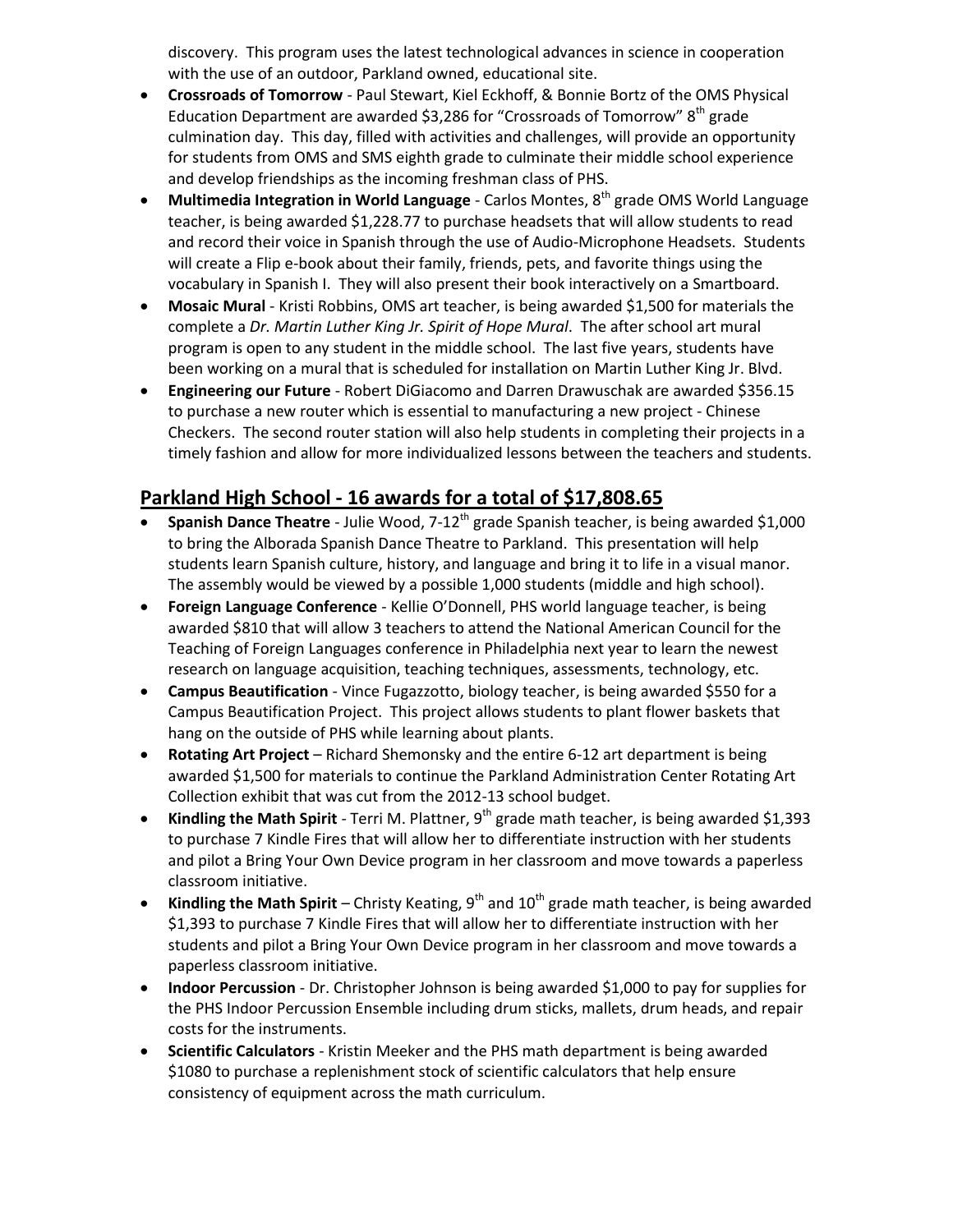discovery. This program uses the latest technological advances in science in cooperation with the use of an outdoor, Parkland owned, educational site.

- **Crossroads of Tomorrow** - Paul Stewart, Kiel Eckhoff, & Bonnie Bortz of the OMS Physical Education Department are awarded $3,286 for "Crossroads of Tomorrow" 8th grade culmination day. This day, filled with activities and challenges, will provide an opportunity for students from OMS and SMS eighth grade to culminate their middle school experience and develop friendships as the incoming freshman class of PHS.
- **Multimedia Integration in World Language** - Carlos Montes, 8th grade OMS World Language teacher, is being awarded $1,228.77 to purchase headsets that will allow students to read and record their voice in Spanish through the use of Audio-Microphone Headsets. Students will create a Flip e-book about their family, friends, pets, and favorite things using the vocabulary in Spanish I. They will also present their book interactively on a Smartboard.
- **Mosaic Mural** - Kristi Robbins, OMS art teacher, is being awarded $1,500 for materials the complete a *Dr. Martin Luther King Jr. Spirit of Hope Mural*. The after school art mural program is open to any student in the middle school. The last five years, students have been working on a mural that is scheduled for installation on Martin Luther King Jr. Blvd.
- **Engineering our Future** - Robert DiGiacomo and Darren Drawuschak are awarded $356.15 to purchase a new router which is essential to manufacturing a new project - Chinese Checkers. The second router station will also help students in completing their projects in a timely fashion and allow for more individualized lessons between the teachers and students.

## Parkland High School - 16 awards for a total of $17,808.65

- **Spanish Dance Theatre** - Julie Wood, 7-12th grade Spanish teacher, is being awarded $1,000 to bring the Alborada Spanish Dance Theatre to Parkland. This presentation will help students learn Spanish culture, history, and language and bring it to life in a visual manor. The assembly would be viewed by a possible 1,000 students (middle and high school).
- **Foreign Language Conference** - Kellie O'Donnell, PHS world language teacher, is being awarded $810 that will allow 3 teachers to attend the National American Council for the Teaching of Foreign Languages conference in Philadelphia next year to learn the newest research on language acquisition, teaching techniques, assessments, technology, etc.
- **Campus Beautification** - Vince Fugazzotto, biology teacher, is being awarded $550 for a Campus Beautification Project. This project allows students to plant flower baskets that hang on the outside of PHS while learning about plants.
- **Rotating Art Project** – Richard Shemonsky and the entire 6-12 art department is being awarded $1,500 for materials to continue the Parkland Administration Center Rotating Art Collection exhibit that was cut from the 2012-13 school budget.
- **Kindling the Math Spirit** - Terri M. Plattner, 9th grade math teacher, is being awarded $1,393 to purchase 7 Kindle Fires that will allow her to differentiate instruction with her students and pilot a Bring Your Own Device program in her classroom and move towards a paperless classroom initiative.
- **Kindling the Math Spirit** – Christy Keating, 9th and 10th grade math teacher, is being awarded $1,393 to purchase 7 Kindle Fires that will allow her to differentiate instruction with her students and pilot a Bring Your Own Device program in her classroom and move towards a paperless classroom initiative.
- **Indoor Percussion** - Dr. Christopher Johnson is being awarded $1,000 to pay for supplies for the PHS Indoor Percussion Ensemble including drum sticks, mallets, drum heads, and repair costs for the instruments.
- **Scientific Calculators** - Kristin Meeker and the PHS math department is being awarded $1080 to purchase a replenishment stock of scientific calculators that help ensure consistency of equipment across the math curriculum.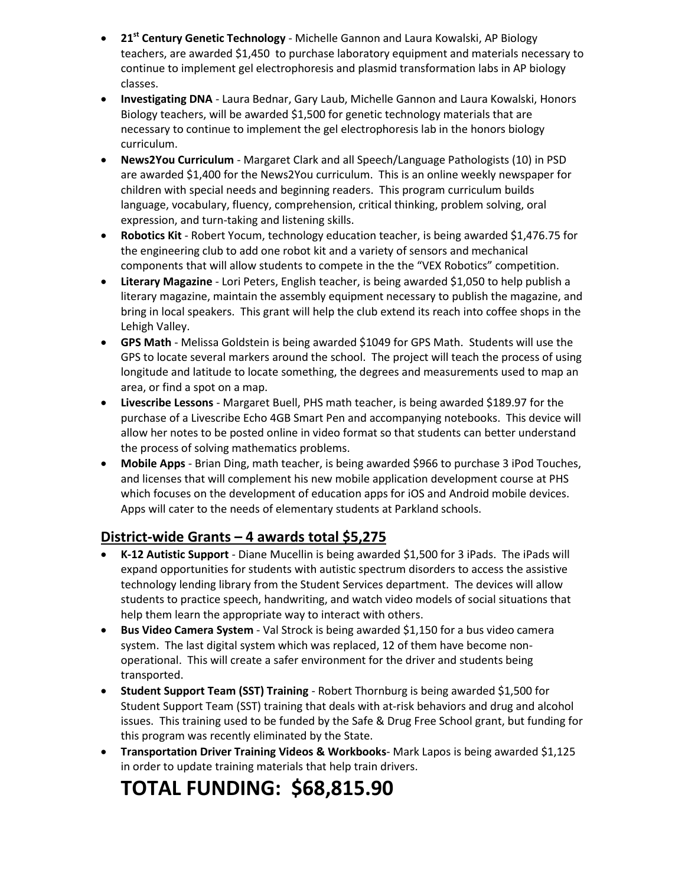- **21st Century Genetic Technology** - Michelle Gannon and Laura Kowalski, AP Biology teachers, are awarded $1,450 to purchase laboratory equipment and materials necessary to continue to implement gel electrophoresis and plasmid transformation labs in AP biology classes.
- **Investigating DNA** - Laura Bednar, Gary Laub, Michelle Gannon and Laura Kowalski, Honors Biology teachers, will be awarded $1,500 for genetic technology materials that are necessary to continue to implement the gel electrophoresis lab in the honors biology curriculum.
- **News2You Curriculum** - Margaret Clark and all Speech/Language Pathologists (10) in PSD are awarded $1,400 for the News2You curriculum. This is an online weekly newspaper for children with special needs and beginning readers. This program curriculum builds language, vocabulary, fluency, comprehension, critical thinking, problem solving, oral expression, and turn-taking and listening skills.
- **Robotics Kit** - Robert Yocum, technology education teacher, is being awarded $1,476.75 for the engineering club to add one robot kit and a variety of sensors and mechanical components that will allow students to compete in the the "VEX Robotics" competition.
- **Literary Magazine** - Lori Peters, English teacher, is being awarded $1,050 to help publish a literary magazine, maintain the assembly equipment necessary to publish the magazine, and bring in local speakers. This grant will help the club extend its reach into coffee shops in the Lehigh Valley.
- **GPS Math** - Melissa Goldstein is being awarded $1049 for GPS Math. Students will use the GPS to locate several markers around the school. The project will teach the process of using longitude and latitude to locate something, the degrees and measurements used to map an area, or find a spot on a map.
- **Livescribe Lessons** - Margaret Buell, PHS math teacher, is being awarded $189.97 for the purchase of a Livescribe Echo 4GB Smart Pen and accompanying notebooks. This device will allow her notes to be posted online in video format so that students can better understand the process of solving mathematics problems.
- **Mobile Apps** - Brian Ding, math teacher, is being awarded $966 to purchase 3 iPod Touches, and licenses that will complement his new mobile application development course at PHS which focuses on the development of education apps for iOS and Android mobile devices. Apps will cater to the needs of elementary students at Parkland schools.

## District-wide Grants – 4 awards total $5,275

- **K-12 Autistic Support** - Diane Mucellin is being awarded $1,500 for 3 iPads. The iPads will expand opportunities for students with autistic spectrum disorders to access the assistive technology lending library from the Student Services department. The devices will allow students to practice speech, handwriting, and watch video models of social situations that help them learn the appropriate way to interact with others.
- **Bus Video Camera System** - Val Strock is being awarded $1,150 for a bus video camera system. The last digital system which was replaced, 12 of them have become non-operational. This will create a safer environment for the driver and students being transported.
- **Student Support Team (SST) Training** - Robert Thornburg is being awarded $1,500 for Student Support Team (SST) training that deals with at-risk behaviors and drug and alcohol issues. This training used to be funded by the Safe & Drug Free School grant, but funding for this program was recently eliminated by the State.
- **Transportation Driver Training Videos & Workbooks**- Mark Lapos is being awarded $1,125 in order to update training materials that help train drivers.

# TOTAL FUNDING: $68,815.90